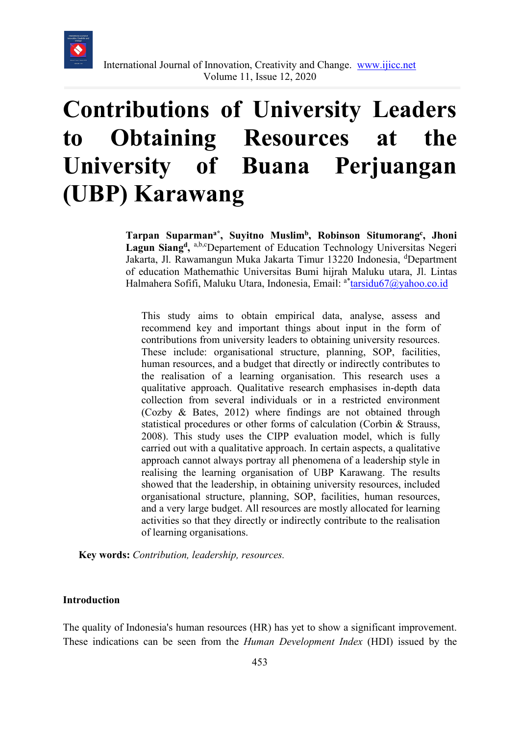# Contributions of University Leaders to Obtaining Resources at the University of Buana Perjuangan (UBP) Karawang

**Tarpan Suparman**[a*], **Suyitno Muslim**[b], **Robinson Situmorang**[c], **Jhoni Lagun Siang**[d], [a,b,c]Departement of Education Technology Universitas Negeri Jakarta, Jl. Rawamangun Muka Jakarta Timur 13220 Indonesia, [d]Department of education Mathemathic Universitas Bumi hijrah Maluku utara, Jl. Lintas Halmahera Sofifi, Maluku Utara, Indonesia, Email: [a*]tarsidu67@yahoo.co.id

This study aims to obtain empirical data, analyse, assess and recommend key and important things about input in the form of contributions from university leaders to obtaining university resources. These include: organisational structure, planning, SOP, facilities, human resources, and a budget that directly or indirectly contributes to the realisation of a learning organisation. This research uses a qualitative approach. Qualitative research emphasises in-depth data collection from several individuals or in a restricted environment (Cozby & Bates, 2012) where findings are not obtained through statistical procedures or other forms of calculation (Corbin & Strauss, 2008). This study uses the CIPP evaluation model, which is fully carried out with a qualitative approach. In certain aspects, a qualitative approach cannot always portray all phenomena of a leadership style in realising the learning organisation of UBP Karawang. The results showed that the leadership, in obtaining university resources, included organisational structure, planning, SOP, facilities, human resources, and a very large budget. All resources are mostly allocated for learning activities so that they directly or indirectly contribute to the realisation of learning organisations.

**Key words:** *Contribution, leadership, resources.*

## Introduction

The quality of Indonesia's human resources (HR) has yet to show a significant improvement. These indications can be seen from the *Human Development Index* (HDI) issued by the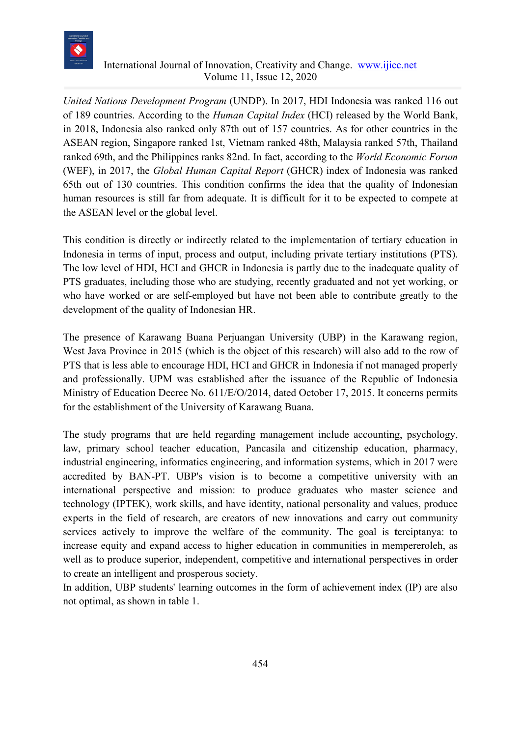*United Nations Development Program* (UNDP). In 2017, HDI Indonesia was ranked 116 out of 189 countries. According to the *Human Capital Index* (HCI) released by the World Bank, in 2018, Indonesia also ranked only 87th out of 157 countries. As for other countries in the ASEAN region, Singapore ranked 1st, Vietnam ranked 48th, Malaysia ranked 57th, Thailand ranked 69th, and the Philippines ranks 82nd. In fact, according to the *World Economic Forum* (WEF), in 2017, the *Global Human Capital Report* (GHCR) index of Indonesia was ranked 65th out of 130 countries. This condition confirms the idea that the quality of Indonesian human resources is still far from adequate. It is difficult for it to be expected to compete at the ASEAN level or the global level.

This condition is directly or indirectly related to the implementation of tertiary education in Indonesia in terms of input, process and output, including private tertiary institutions (PTS). The low level of HDI, HCI and GHCR in Indonesia is partly due to the inadequate quality of PTS graduates, including those who are studying, recently graduated and not yet working, or who have worked or are self-employed but have not been able to contribute greatly to the development of the quality of Indonesian HR.

The presence of Karawang Buana Perjuangan University (UBP) in the Karawang region, West Java Province in 2015 (which is the object of this research) will also add to the row of PTS that is less able to encourage HDI, HCI and GHCR in Indonesia if not managed properly and professionally. UPM was established after the issuance of the Republic of Indonesia Ministry of Education Decree No. 611/E/O/2014, dated October 17, 2015. It concerns permits for the establishment of the University of Karawang Buana.

The study programs that are held regarding management include accounting, psychology, law, primary school teacher education, Pancasila and citizenship education, pharmacy, industrial engineering, informatics engineering, and information systems, which in 2017 were accredited by BAN-PT. UBP's vision is to become a competitive university with an international perspective and mission: to produce graduates who master science and technology (IPTEK), work skills, and have identity, national personality and values, produce experts in the field of research, are creators of new innovations and carry out community services actively to improve the welfare of the community. The goal is **t**erciptanya: to increase equity and expand access to higher education in communities in memperoleh, as well as to produce superior, independent, competitive and international perspectives in order to create an intelligent and prosperous society.

In addition, UBP students' learning outcomes in the form of achievement index (IP) are also not optimal, as shown in table 1.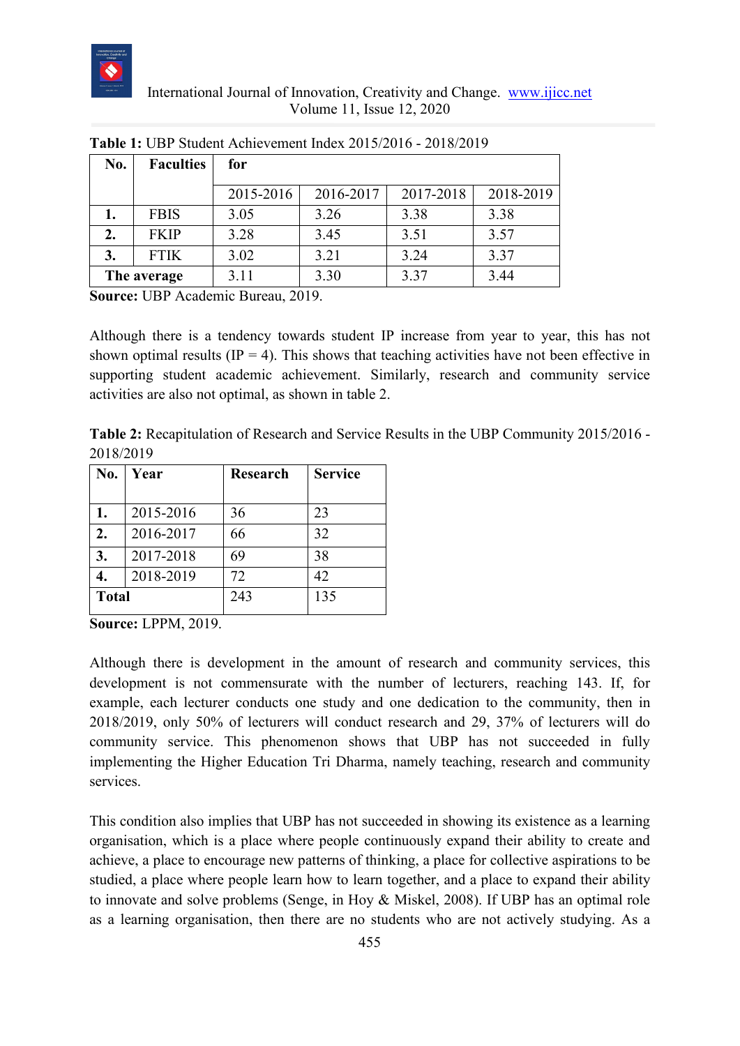**Table 1:** UBP Student Achievement Index 2015/2016 - 2018/2019

| **No.** | **Faculties** | **for** | | | |
|---|---|---|---|---|---|
| | | 2015-2016 | 2016-2017 | 2017-2018 | 2018-2019 |
| **1.** | FBIS | 3.05 | 3.26 | 3.38 | 3.38 |
| **2.** | FKIP | 3.28 | 3.45 | 3.51 | 3.57 |
| **3.** | FTIK | 3.02 | 3.21 | 3.24 | 3.37 |
| **The average** | | 3.11 | 3.30 | 3.37 | 3.44 |

**Source:** UBP Academic Bureau, 2019.

Although there is a tendency towards student IP increase from year to year, this has not shown optimal results (IP = 4). This shows that teaching activities have not been effective in supporting student academic achievement. Similarly, research and community service activities are also not optimal, as shown in table 2.

**Table 2:** Recapitulation of Research and Service Results in the UBP Community 2015/2016 - 2018/2019

| **No.** | **Year** | **Research** | **Service** |
|---|---|---|---|
| **1.** | 2015-2016 | 36 | 23 |
| **2.** | 2016-2017 | 66 | 32 |
| **3.** | 2017-2018 | 69 | 38 |
| **4.** | 2018-2019 | 72 | 42 |
| **Total** | | 243 | 135 |

**Source:** LPPM, 2019.

Although there is development in the amount of research and community services, this development is not commensurate with the number of lecturers, reaching 143. If, for example, each lecturer conducts one study and one dedication to the community, then in 2018/2019, only 50% of lecturers will conduct research and 29, 37% of lecturers will do community service. This phenomenon shows that UBP has not succeeded in fully implementing the Higher Education Tri Dharma, namely teaching, research and community services.

This condition also implies that UBP has not succeeded in showing its existence as a learning organisation, which is a place where people continuously expand their ability to create and achieve, a place to encourage new patterns of thinking, a place for collective aspirations to be studied, a place where people learn how to learn together, and a place to expand their ability to innovate and solve problems (Senge, in Hoy & Miskel, 2008). If UBP has an optimal role as a learning organisation, then there are no students who are not actively studying. As a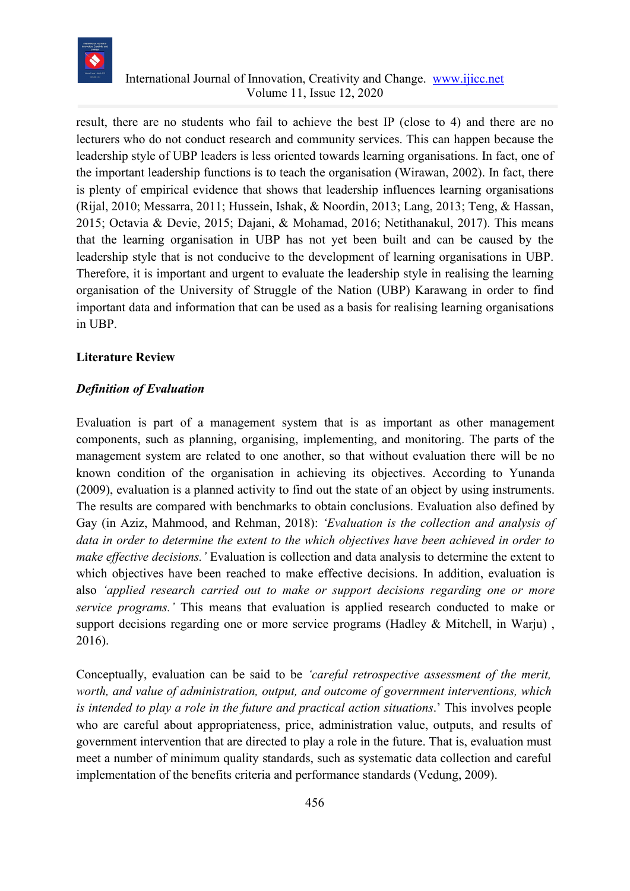result, there are no students who fail to achieve the best IP (close to 4) and there are no lecturers who do not conduct research and community services. This can happen because the leadership style of UBP leaders is less oriented towards learning organisations. In fact, one of the important leadership functions is to teach the organisation (Wirawan, 2002). In fact, there is plenty of empirical evidence that shows that leadership influences learning organisations (Rijal, 2010; Messarra, 2011; Hussein, Ishak, & Noordin, 2013; Lang, 2013; Teng, & Hassan, 2015; Octavia & Devie, 2015; Dajani, & Mohamad, 2016; Netithanakul, 2017). This means that the learning organisation in UBP has not yet been built and can be caused by the leadership style that is not conducive to the development of learning organisations in UBP. Therefore, it is important and urgent to evaluate the leadership style in realising the learning organisation of the University of Struggle of the Nation (UBP) Karawang in order to find important data and information that can be used as a basis for realising learning organisations in UBP.

## Literature Review

### *Definition of Evaluation*

Evaluation is part of a management system that is as important as other management components, such as planning, organising, implementing, and monitoring. The parts of the management system are related to one another, so that without evaluation there will be no known condition of the organisation in achieving its objectives. According to Yunanda (2009), evaluation is a planned activity to find out the state of an object by using instruments. The results are compared with benchmarks to obtain conclusions. Evaluation also defined by Gay (in Aziz, Mahmood, and Rehman, 2018): *'Evaluation is the collection and analysis of data in order to determine the extent to the which objectives have been achieved in order to make effective decisions.'* Evaluation is collection and data analysis to determine the extent to which objectives have been reached to make effective decisions. In addition, evaluation is also *'applied research carried out to make or support decisions regarding one or more service programs.'* This means that evaluation is applied research conducted to make or support decisions regarding one or more service programs (Hadley & Mitchell, in Warju) , 2016).

Conceptually, evaluation can be said to be *'careful retrospective assessment of the merit, worth, and value of administration, output, and outcome of government interventions, which is intended to play a role in the future and practical action situations*.' This involves people who are careful about appropriateness, price, administration value, outputs, and results of government intervention that are directed to play a role in the future. That is, evaluation must meet a number of minimum quality standards, such as systematic data collection and careful implementation of the benefits criteria and performance standards (Vedung, 2009).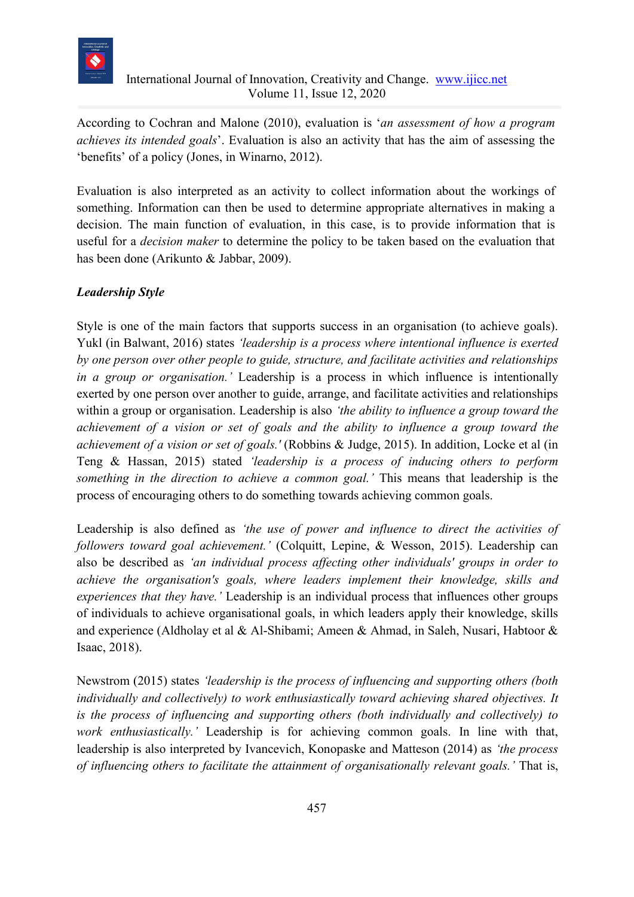According to Cochran and Malone (2010), evaluation is '*an assessment of how a program achieves its intended goals*'. Evaluation is also an activity that has the aim of assessing the 'benefits' of a policy (Jones, in Winarno, 2012).

Evaluation is also interpreted as an activity to collect information about the workings of something. Information can then be used to determine appropriate alternatives in making a decision. The main function of evaluation, in this case, is to provide information that is useful for a *decision maker* to determine the policy to be taken based on the evaluation that has been done (Arikunto & Jabbar, 2009).

***Leadership Style***

Style is one of the main factors that supports success in an organisation (to achieve goals). Yukl (in Balwant, 2016) states *'leadership is a process where intentional influence is exerted by one person over other people to guide, structure, and facilitate activities and relationships in a group or organisation.'* Leadership is a process in which influence is intentionally exerted by one person over another to guide, arrange, and facilitate activities and relationships within a group or organisation. Leadership is also *'the ability to influence a group toward the achievement of a vision or set of goals and the ability to influence a group toward the achievement of a vision or set of goals.'* (Robbins & Judge, 2015). In addition, Locke et al (in Teng & Hassan, 2015) stated *'leadership is a process of inducing others to perform something in the direction to achieve a common goal.'* This means that leadership is the process of encouraging others to do something towards achieving common goals.

Leadership is also defined as *'the use of power and influence to direct the activities of followers toward goal achievement.'* (Colquitt, Lepine, & Wesson, 2015). Leadership can also be described as *'an individual process affecting other individuals' groups in order to achieve the organisation's goals, where leaders implement their knowledge, skills and experiences that they have.'* Leadership is an individual process that influences other groups of individuals to achieve organisational goals, in which leaders apply their knowledge, skills and experience (Aldholay et al & Al-Shibami; Ameen & Ahmad, in Saleh, Nusari, Habtoor & Isaac, 2018).

Newstrom (2015) states *'leadership is the process of influencing and supporting others (both individually and collectively) to work enthusiastically toward achieving shared objectives. It is the process of influencing and supporting others (both individually and collectively) to work enthusiastically.'* Leadership is for achieving common goals. In line with that, leadership is also interpreted by Ivancevich, Konopaske and Matteson (2014) as *'the process of influencing others to facilitate the attainment of organisationally relevant goals.'* That is,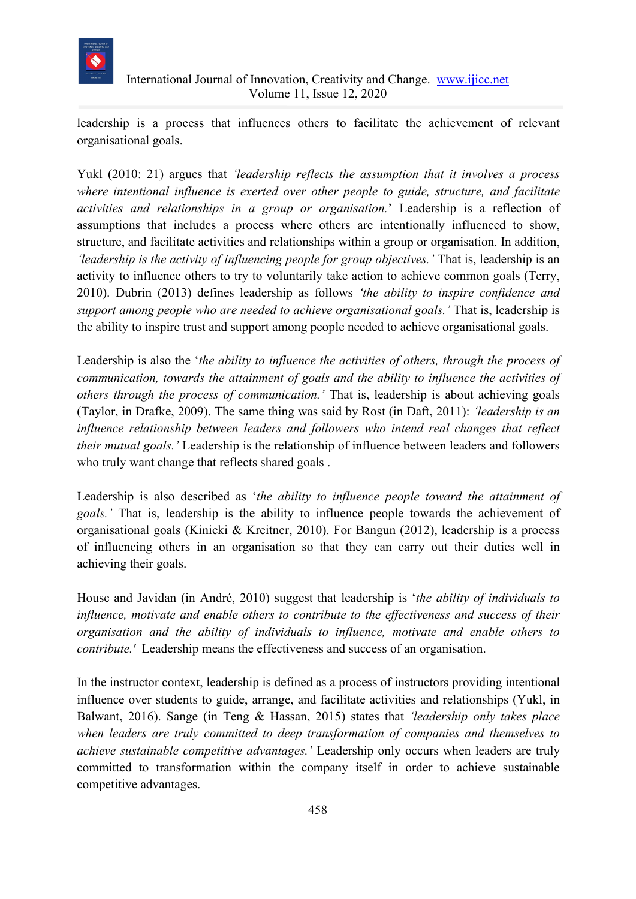leadership is a process that influences others to facilitate the achievement of relevant organisational goals.

Yukl (2010: 21) argues that *'leadership reflects the assumption that it involves a process where intentional influence is exerted over other people to guide, structure, and facilitate activities and relationships in a group or organisation.*' Leadership is a reflection of assumptions that includes a process where others are intentionally influenced to show, structure, and facilitate activities and relationships within a group or organisation. In addition, *'leadership is the activity of influencing people for group objectives.'* That is, leadership is an activity to influence others to try to voluntarily take action to achieve common goals (Terry, 2010). Dubrin (2013) defines leadership as follows *'the ability to inspire confidence and support among people who are needed to achieve organisational goals.'* That is, leadership is the ability to inspire trust and support among people needed to achieve organisational goals.

Leadership is also the '*the ability to influence the activities of others, through the process of communication, towards the attainment of goals and the ability to influence the activities of others through the process of communication.'* That is, leadership is about achieving goals (Taylor, in Drafke, 2009). The same thing was said by Rost (in Daft, 2011): *'leadership is an influence relationship between leaders and followers who intend real changes that reflect their mutual goals.'* Leadership is the relationship of influence between leaders and followers who truly want change that reflects shared goals .

Leadership is also described as '*the ability to influence people toward the attainment of goals.'* That is, leadership is the ability to influence people towards the achievement of organisational goals (Kinicki & Kreitner, 2010). For Bangun (2012), leadership is a process of influencing others in an organisation so that they can carry out their duties well in achieving their goals.

House and Javidan (in André, 2010) suggest that leadership is '*the ability of individuals to influence, motivate and enable others to contribute to the effectiveness and success of their organisation and the ability of individuals to influence, motivate and enable others to contribute.'* Leadership means the effectiveness and success of an organisation.

In the instructor context, leadership is defined as a process of instructors providing intentional influence over students to guide, arrange, and facilitate activities and relationships (Yukl, in Balwant, 2016). Sange (in Teng & Hassan, 2015) states that *'leadership only takes place when leaders are truly committed to deep transformation of companies and themselves to achieve sustainable competitive advantages.'* Leadership only occurs when leaders are truly committed to transformation within the company itself in order to achieve sustainable competitive advantages.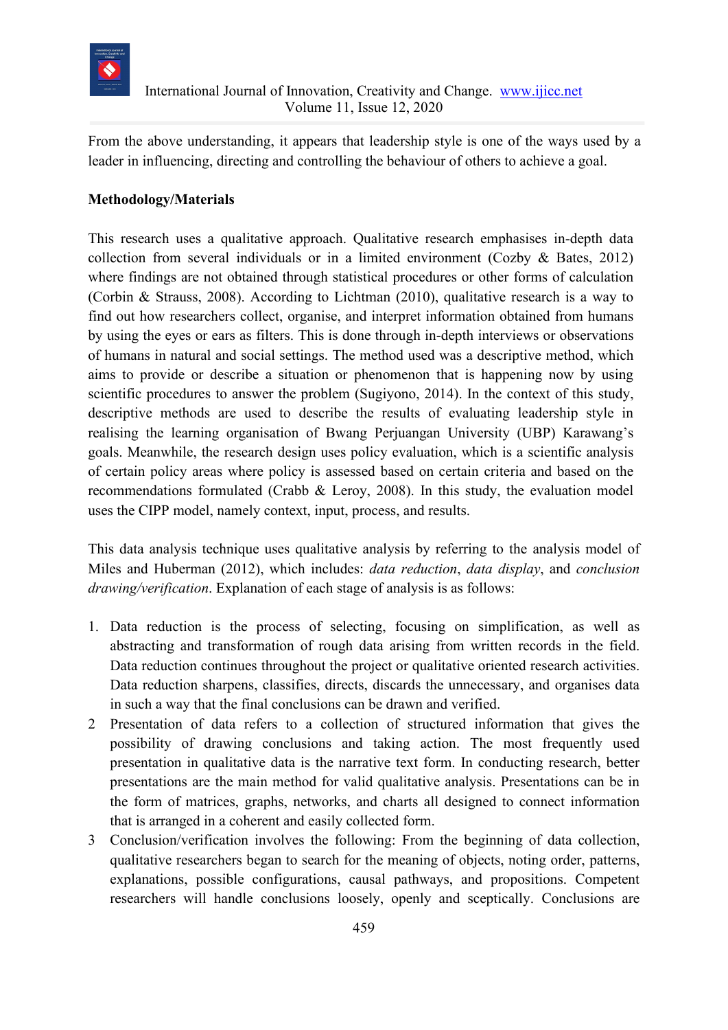From the above understanding, it appears that leadership style is one of the ways used by a leader in influencing, directing and controlling the behaviour of others to achieve a goal.

**Methodology/Materials**

This research uses a qualitative approach. Qualitative research emphasises in-depth data collection from several individuals or in a limited environment (Cozby & Bates, 2012) where findings are not obtained through statistical procedures or other forms of calculation (Corbin & Strauss, 2008). According to Lichtman (2010), qualitative research is a way to find out how researchers collect, organise, and interpret information obtained from humans by using the eyes or ears as filters. This is done through in-depth interviews or observations of humans in natural and social settings. The method used was a descriptive method, which aims to provide or describe a situation or phenomenon that is happening now by using scientific procedures to answer the problem (Sugiyono, 2014). In the context of this study, descriptive methods are used to describe the results of evaluating leadership style in realising the learning organisation of Bwang Perjuangan University (UBP) Karawang's goals. Meanwhile, the research design uses policy evaluation, which is a scientific analysis of certain policy areas where policy is assessed based on certain criteria and based on the recommendations formulated (Crabb & Leroy, 2008). In this study, the evaluation model uses the CIPP model, namely context, input, process, and results.

This data analysis technique uses qualitative analysis by referring to the analysis model of Miles and Huberman (2012), which includes: *data reduction*, *data display*, and *conclusion drawing/verification*. Explanation of each stage of analysis is as follows:

1. Data reduction is the process of selecting, focusing on simplification, as well as abstracting and transformation of rough data arising from written records in the field. Data reduction continues throughout the project or qualitative oriented research activities. Data reduction sharpens, classifies, directs, discards the unnecessary, and organises data in such a way that the final conclusions can be drawn and verified.
2. Presentation of data refers to a collection of structured information that gives the possibility of drawing conclusions and taking action. The most frequently used presentation in qualitative data is the narrative text form. In conducting research, better presentations are the main method for valid qualitative analysis. Presentations can be in the form of matrices, graphs, networks, and charts all designed to connect information that is arranged in a coherent and easily collected form.
3. Conclusion/verification involves the following: From the beginning of data collection, qualitative researchers began to search for the meaning of objects, noting order, patterns, explanations, possible configurations, causal pathways, and propositions. Competent researchers will handle conclusions loosely, openly and sceptically. Conclusions are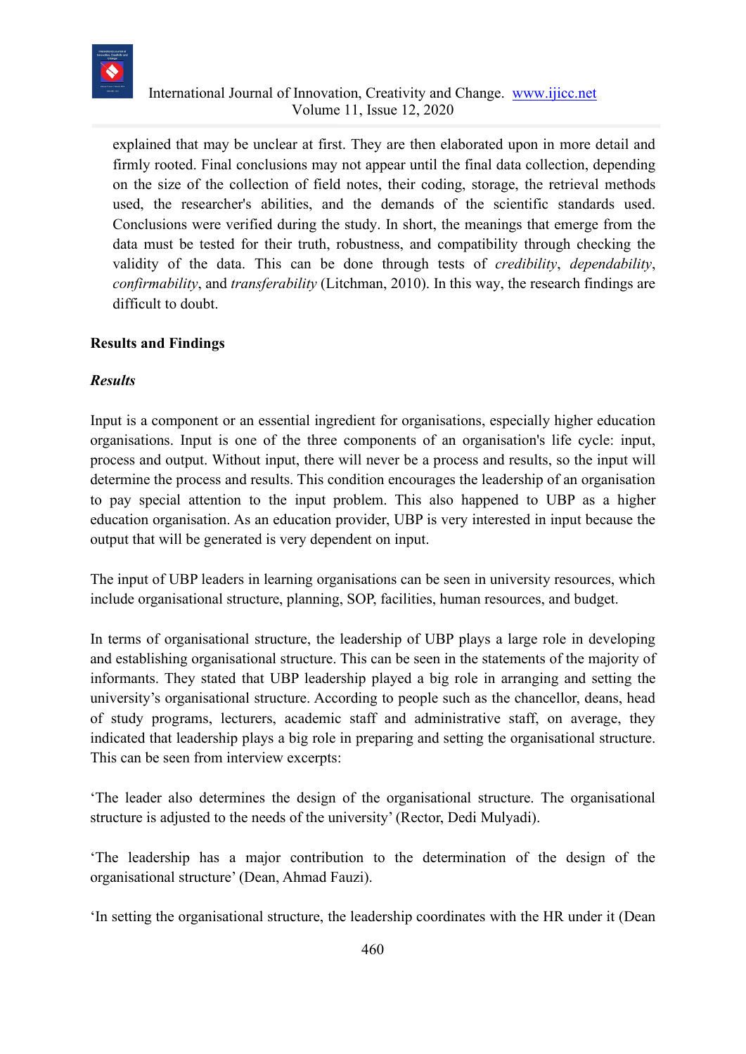explained that may be unclear at first. They are then elaborated upon in more detail and firmly rooted. Final conclusions may not appear until the final data collection, depending on the size of the collection of field notes, their coding, storage, the retrieval methods used, the researcher's abilities, and the demands of the scientific standards used. Conclusions were verified during the study. In short, the meanings that emerge from the data must be tested for their truth, robustness, and compatibility through checking the validity of the data. This can be done through tests of *credibility*, *dependability*, *confirmability*, and *transferability* (Litchman, 2010). In this way, the research findings are difficult to doubt.

## Results and Findings

### *Results*

Input is a component or an essential ingredient for organisations, especially higher education organisations. Input is one of the three components of an organisation's life cycle: input, process and output. Without input, there will never be a process and results, so the input will determine the process and results. This condition encourages the leadership of an organisation to pay special attention to the input problem. This also happened to UBP as a higher education organisation. As an education provider, UBP is very interested in input because the output that will be generated is very dependent on input.

The input of UBP leaders in learning organisations can be seen in university resources, which include organisational structure, planning, SOP, facilities, human resources, and budget.

In terms of organisational structure, the leadership of UBP plays a large role in developing and establishing organisational structure. This can be seen in the statements of the majority of informants. They stated that UBP leadership played a big role in arranging and setting the university's organisational structure. According to people such as the chancellor, deans, head of study programs, lecturers, academic staff and administrative staff, on average, they indicated that leadership plays a big role in preparing and setting the organisational structure. This can be seen from interview excerpts:

'The leader also determines the design of the organisational structure. The organisational structure is adjusted to the needs of the university' (Rector, Dedi Mulyadi).

'The leadership has a major contribution to the determination of the design of the organisational structure' (Dean, Ahmad Fauzi).

'In setting the organisational structure, the leadership coordinates with the HR under it (Dean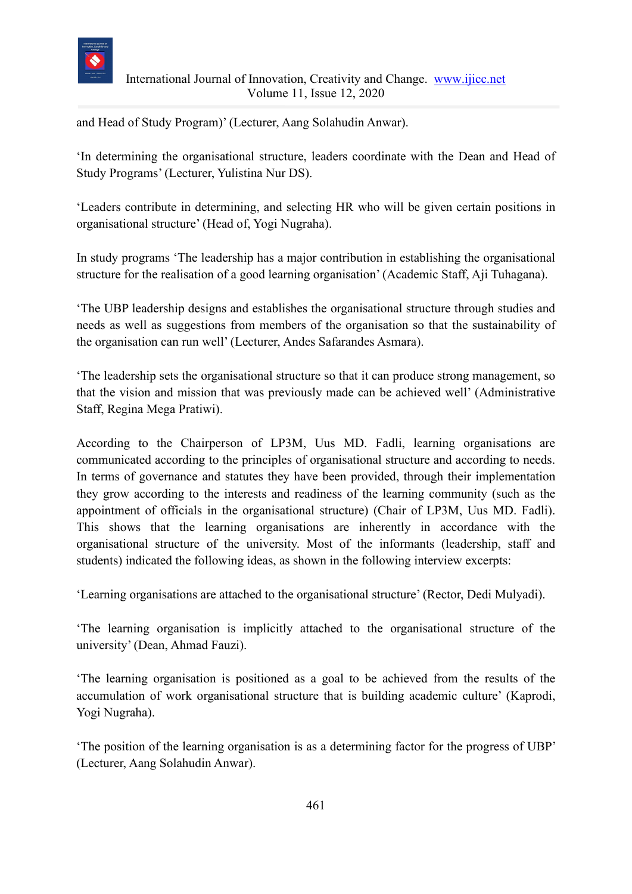and Head of Study Program)' (Lecturer, Aang Solahudin Anwar).

'In determining the organisational structure, leaders coordinate with the Dean and Head of Study Programs' (Lecturer, Yulistina Nur DS).

'Leaders contribute in determining, and selecting HR who will be given certain positions in organisational structure' (Head of, Yogi Nugraha).

In study programs 'The leadership has a major contribution in establishing the organisational structure for the realisation of a good learning organisation' (Academic Staff, Aji Tuhagana).

'The UBP leadership designs and establishes the organisational structure through studies and needs as well as suggestions from members of the organisation so that the sustainability of the organisation can run well' (Lecturer, Andes Safarandes Asmara).

'The leadership sets the organisational structure so that it can produce strong management, so that the vision and mission that was previously made can be achieved well' (Administrative Staff, Regina Mega Pratiwi).

According to the Chairperson of LP3M, Uus MD. Fadli, learning organisations are communicated according to the principles of organisational structure and according to needs. In terms of governance and statutes they have been provided, through their implementation they grow according to the interests and readiness of the learning community (such as the appointment of officials in the organisational structure) (Chair of LP3M, Uus MD. Fadli). This shows that the learning organisations are inherently in accordance with the organisational structure of the university. Most of the informants (leadership, staff and students) indicated the following ideas, as shown in the following interview excerpts:

'Learning organisations are attached to the organisational structure' (Rector, Dedi Mulyadi).

'The learning organisation is implicitly attached to the organisational structure of the university' (Dean, Ahmad Fauzi).

'The learning organisation is positioned as a goal to be achieved from the results of the accumulation of work organisational structure that is building academic culture' (Kaprodi, Yogi Nugraha).

'The position of the learning organisation is as a determining factor for the progress of UBP' (Lecturer, Aang Solahudin Anwar).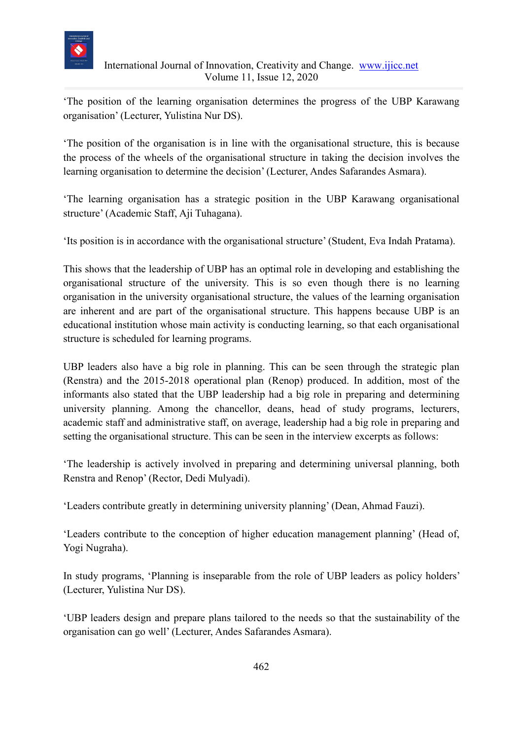'The position of the learning organisation determines the progress of the UBP Karawang organisation' (Lecturer, Yulistina Nur DS).

'The position of the organisation is in line with the organisational structure, this is because the process of the wheels of the organisational structure in taking the decision involves the learning organisation to determine the decision' (Lecturer, Andes Safarandes Asmara).

'The learning organisation has a strategic position in the UBP Karawang organisational structure' (Academic Staff, Aji Tuhagana).

'Its position is in accordance with the organisational structure' (Student, Eva Indah Pratama).

This shows that the leadership of UBP has an optimal role in developing and establishing the organisational structure of the university. This is so even though there is no learning organisation in the university organisational structure, the values of the learning organisation are inherent and are part of the organisational structure. This happens because UBP is an educational institution whose main activity is conducting learning, so that each organisational structure is scheduled for learning programs.

UBP leaders also have a big role in planning. This can be seen through the strategic plan (Renstra) and the 2015-2018 operational plan (Renop) produced. In addition, most of the informants also stated that the UBP leadership had a big role in preparing and determining university planning. Among the chancellor, deans, head of study programs, lecturers, academic staff and administrative staff, on average, leadership had a big role in preparing and setting the organisational structure. This can be seen in the interview excerpts as follows:

'The leadership is actively involved in preparing and determining universal planning, both Renstra and Renop' (Rector, Dedi Mulyadi).

'Leaders contribute greatly in determining university planning' (Dean, Ahmad Fauzi).

'Leaders contribute to the conception of higher education management planning' (Head of, Yogi Nugraha).

In study programs, 'Planning is inseparable from the role of UBP leaders as policy holders' (Lecturer, Yulistina Nur DS).

'UBP leaders design and prepare plans tailored to the needs so that the sustainability of the organisation can go well' (Lecturer, Andes Safarandes Asmara).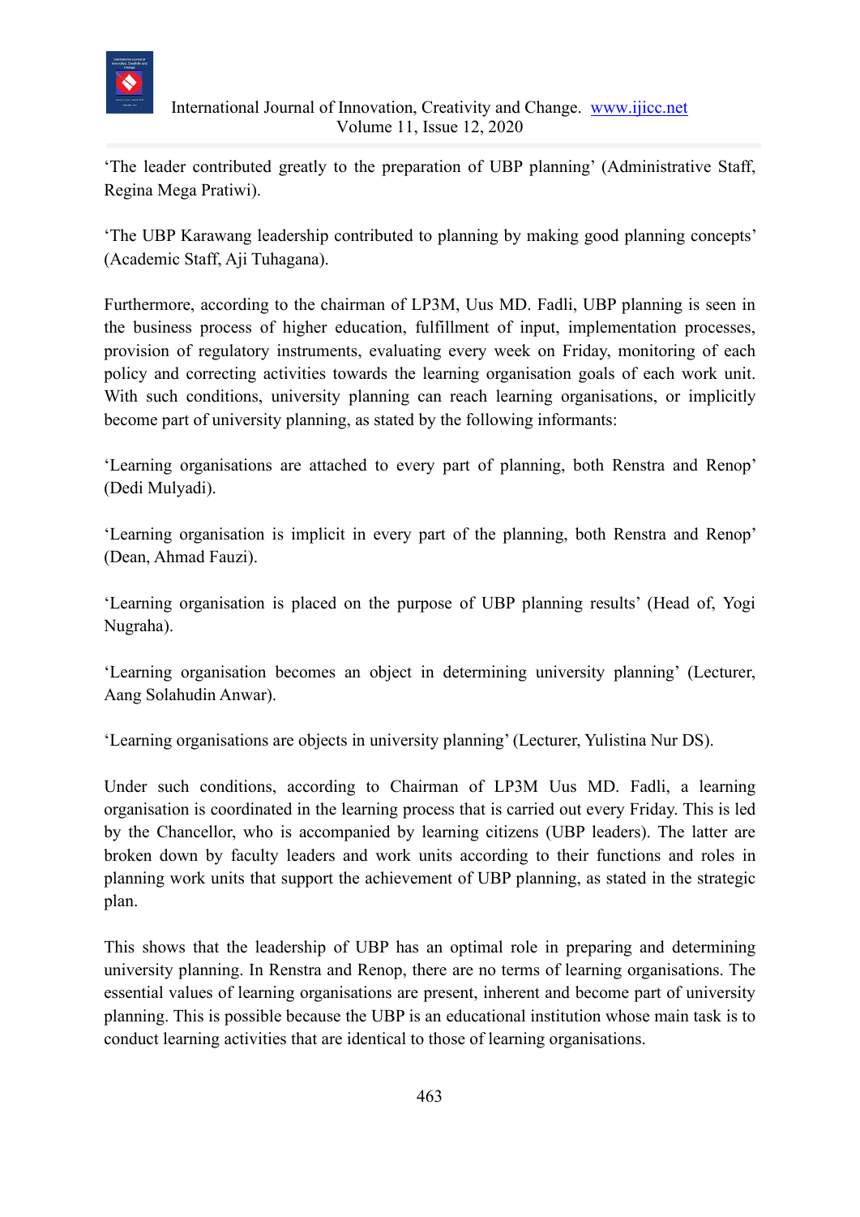'The leader contributed greatly to the preparation of UBP planning' (Administrative Staff, Regina Mega Pratiwi).

'The UBP Karawang leadership contributed to planning by making good planning concepts' (Academic Staff, Aji Tuhagana).

Furthermore, according to the chairman of LP3M, Uus MD. Fadli, UBP planning is seen in the business process of higher education, fulfillment of input, implementation processes, provision of regulatory instruments, evaluating every week on Friday, monitoring of each policy and correcting activities towards the learning organisation goals of each work unit. With such conditions, university planning can reach learning organisations, or implicitly become part of university planning, as stated by the following informants:

'Learning organisations are attached to every part of planning, both Renstra and Renop' (Dedi Mulyadi).

'Learning organisation is implicit in every part of the planning, both Renstra and Renop' (Dean, Ahmad Fauzi).

'Learning organisation is placed on the purpose of UBP planning results' (Head of, Yogi Nugraha).

'Learning organisation becomes an object in determining university planning' (Lecturer, Aang Solahudin Anwar).

'Learning organisations are objects in university planning' (Lecturer, Yulistina Nur DS).

Under such conditions, according to Chairman of LP3M Uus MD. Fadli, a learning organisation is coordinated in the learning process that is carried out every Friday. This is led by the Chancellor, who is accompanied by learning citizens (UBP leaders). The latter are broken down by faculty leaders and work units according to their functions and roles in planning work units that support the achievement of UBP planning, as stated in the strategic plan.

This shows that the leadership of UBP has an optimal role in preparing and determining university planning. In Renstra and Renop, there are no terms of learning organisations. The essential values of learning organisations are present, inherent and become part of university planning. This is possible because the UBP is an educational institution whose main task is to conduct learning activities that are identical to those of learning organisations.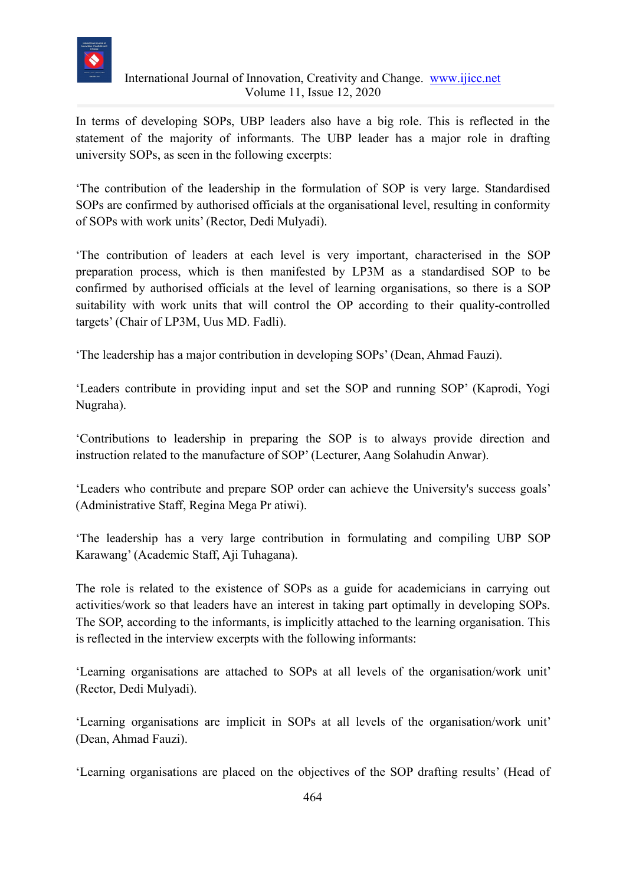In terms of developing SOPs, UBP leaders also have a big role. This is reflected in the statement of the majority of informants. The UBP leader has a major role in drafting university SOPs, as seen in the following excerpts:

'The contribution of the leadership in the formulation of SOP is very large. Standardised SOPs are confirmed by authorised officials at the organisational level, resulting in conformity of SOPs with work units' (Rector, Dedi Mulyadi).

'The contribution of leaders at each level is very important, characterised in the SOP preparation process, which is then manifested by LP3M as a standardised SOP to be confirmed by authorised officials at the level of learning organisations, so there is a SOP suitability with work units that will control the OP according to their quality-controlled targets' (Chair of LP3M, Uus MD. Fadli).

'The leadership has a major contribution in developing SOPs' (Dean, Ahmad Fauzi).

'Leaders contribute in providing input and set the SOP and running SOP' (Kaprodi, Yogi Nugraha).

'Contributions to leadership in preparing the SOP is to always provide direction and instruction related to the manufacture of SOP' (Lecturer, Aang Solahudin Anwar).

'Leaders who contribute and prepare SOP order can achieve the University's success goals' (Administrative Staff, Regina Mega Pr atiwi).

'The leadership has a very large contribution in formulating and compiling UBP SOP Karawang' (Academic Staff, Aji Tuhagana).

The role is related to the existence of SOPs as a guide for academicians in carrying out activities/work so that leaders have an interest in taking part optimally in developing SOPs. The SOP, according to the informants, is implicitly attached to the learning organisation. This is reflected in the interview excerpts with the following informants:

'Learning organisations are attached to SOPs at all levels of the organisation/work unit' (Rector, Dedi Mulyadi).

'Learning organisations are implicit in SOPs at all levels of the organisation/work unit' (Dean, Ahmad Fauzi).

'Learning organisations are placed on the objectives of the SOP drafting results' (Head of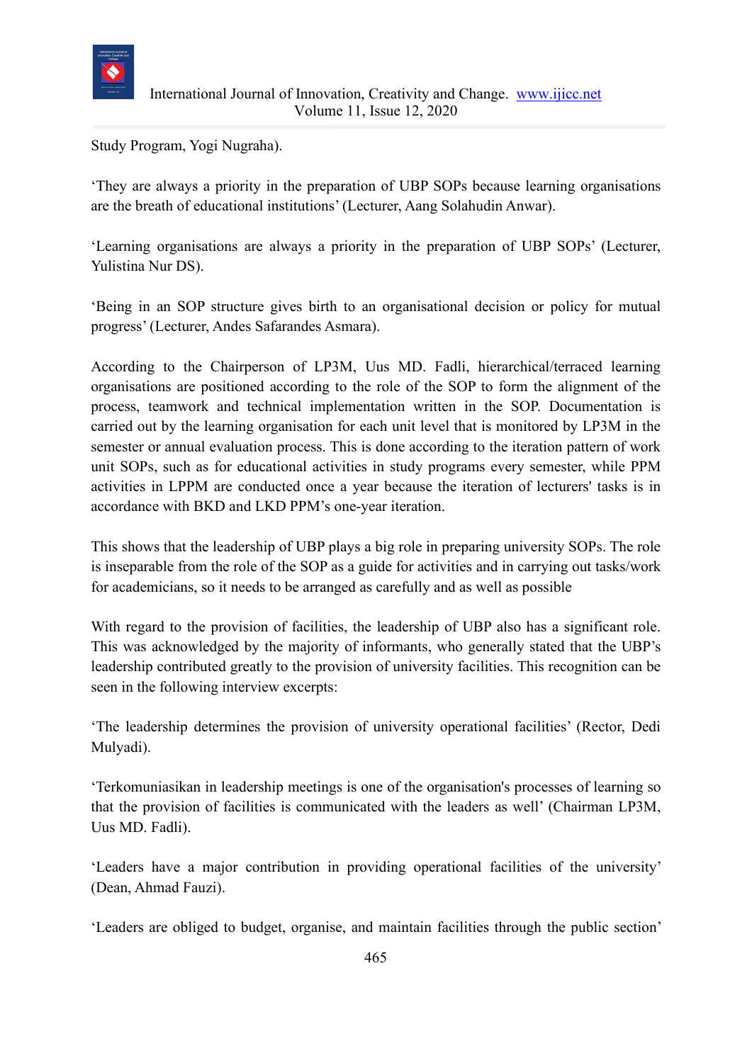Study Program, Yogi Nugraha).

‘They are always a priority in the preparation of UBP SOPs because learning organisations are the breath of educational institutions’ (Lecturer, Aang Solahudin Anwar).

‘Learning organisations are always a priority in the preparation of UBP SOPs’ (Lecturer, Yulistina Nur DS).

‘Being in an SOP structure gives birth to an organisational decision or policy for mutual progress’ (Lecturer, Andes Safarandes Asmara).

According to the Chairperson of LP3M, Uus MD. Fadli, hierarchical/terraced learning organisations are positioned according to the role of the SOP to form the alignment of the process, teamwork and technical implementation written in the SOP. Documentation is carried out by the learning organisation for each unit level that is monitored by LP3M in the semester or annual evaluation process. This is done according to the iteration pattern of work unit SOPs, such as for educational activities in study programs every semester, while PPM activities in LPPM are conducted once a year because the iteration of lecturers' tasks is in accordance with BKD and LKD PPM’s one-year iteration.

This shows that the leadership of UBP plays a big role in preparing university SOPs. The role is inseparable from the role of the SOP as a guide for activities and in carrying out tasks/work for academicians, so it needs to be arranged as carefully and as well as possible

With regard to the provision of facilities, the leadership of UBP also has a significant role. This was acknowledged by the majority of informants, who generally stated that the UBP’s leadership contributed greatly to the provision of university facilities. This recognition can be seen in the following interview excerpts:

‘The leadership determines the provision of university operational facilities’ (Rector, Dedi Mulyadi).

‘Terkomuniasikan in leadership meetings is one of the organisation's processes of learning so that the provision of facilities is communicated with the leaders as well’ (Chairman LP3M, Uus MD. Fadli).

‘Leaders have a major contribution in providing operational facilities of the university’ (Dean, Ahmad Fauzi).

‘Leaders are obliged to budget, organise, and maintain facilities through the public section’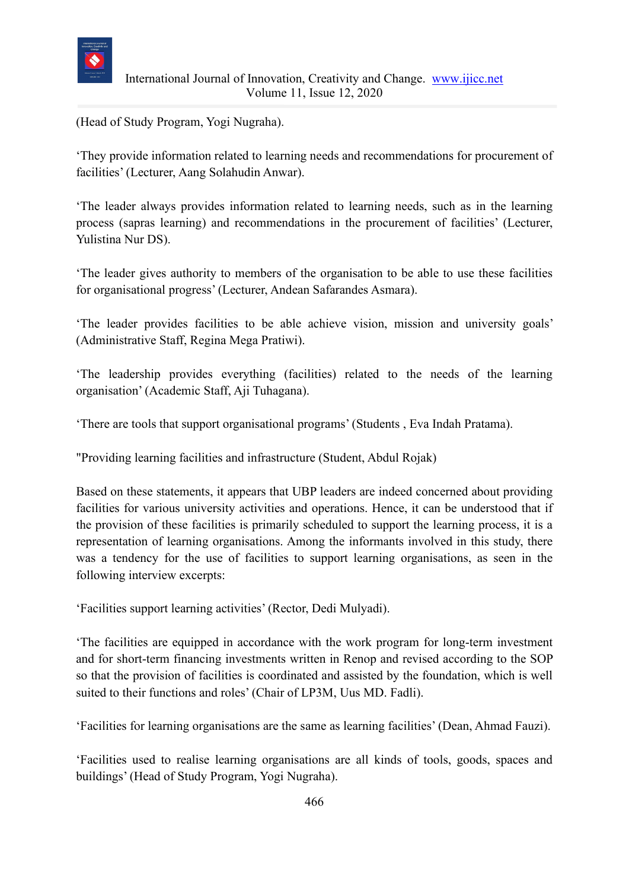(Head of Study Program, Yogi Nugraha).

'They provide information related to learning needs and recommendations for procurement of facilities' (Lecturer, Aang Solahudin Anwar).

'The leader always provides information related to learning needs, such as in the learning process (sapras learning) and recommendations in the procurement of facilities' (Lecturer, Yulistina Nur DS).

'The leader gives authority to members of the organisation to be able to use these facilities for organisational progress' (Lecturer, Andean Safarandes Asmara).

'The leader provides facilities to be able achieve vision, mission and university goals' (Administrative Staff, Regina Mega Pratiwi).

'The leadership provides everything (facilities) related to the needs of the learning organisation' (Academic Staff, Aji Tuhagana).

'There are tools that support organisational programs' (Students , Eva Indah Pratama).

"Providing learning facilities and infrastructure (Student, Abdul Rojak)

Based on these statements, it appears that UBP leaders are indeed concerned about providing facilities for various university activities and operations. Hence, it can be understood that if the provision of these facilities is primarily scheduled to support the learning process, it is a representation of learning organisations. Among the informants involved in this study, there was a tendency for the use of facilities to support learning organisations, as seen in the following interview excerpts:

'Facilities support learning activities' (Rector, Dedi Mulyadi).

'The facilities are equipped in accordance with the work program for long-term investment and for short-term financing investments written in Renop and revised according to the SOP so that the provision of facilities is coordinated and assisted by the foundation, which is well suited to their functions and roles' (Chair of LP3M, Uus MD. Fadli).

'Facilities for learning organisations are the same as learning facilities' (Dean, Ahmad Fauzi).

'Facilities used to realise learning organisations are all kinds of tools, goods, spaces and buildings' (Head of Study Program, Yogi Nugraha).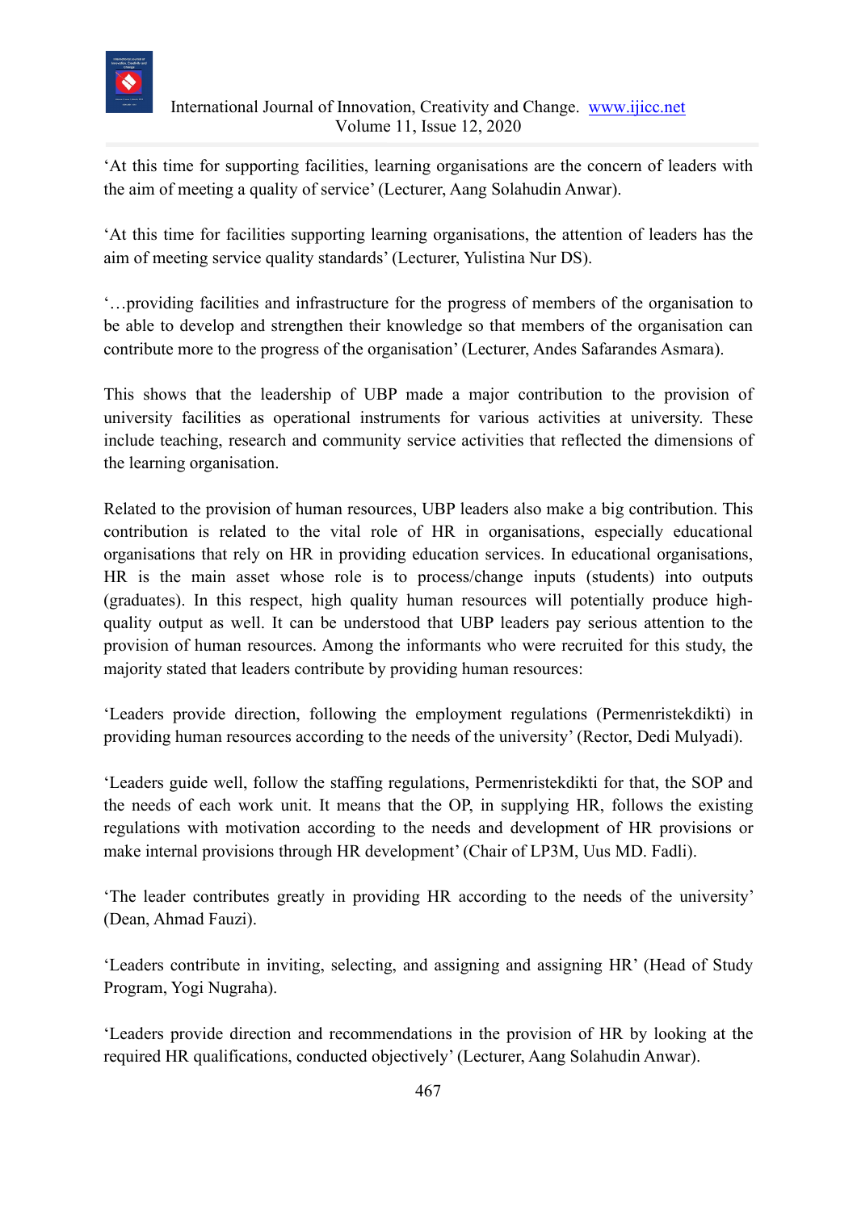'At this time for supporting facilities, learning organisations are the concern of leaders with the aim of meeting a quality of service' (Lecturer, Aang Solahudin Anwar).

'At this time for facilities supporting learning organisations, the attention of leaders has the aim of meeting service quality standards' (Lecturer, Yulistina Nur DS).

'…providing facilities and infrastructure for the progress of members of the organisation to be able to develop and strengthen their knowledge so that members of the organisation can contribute more to the progress of the organisation' (Lecturer, Andes Safarandes Asmara).

This shows that the leadership of UBP made a major contribution to the provision of university facilities as operational instruments for various activities at university. These include teaching, research and community service activities that reflected the dimensions of the learning organisation.

Related to the provision of human resources, UBP leaders also make a big contribution. This contribution is related to the vital role of HR in organisations, especially educational organisations that rely on HR in providing education services. In educational organisations, HR is the main asset whose role is to process/change inputs (students) into outputs (graduates). In this respect, high quality human resources will potentially produce high-quality output as well. It can be understood that UBP leaders pay serious attention to the provision of human resources. Among the informants who were recruited for this study, the majority stated that leaders contribute by providing human resources:

'Leaders provide direction, following the employment regulations (Permenristekdikti) in providing human resources according to the needs of the university' (Rector, Dedi Mulyadi).

'Leaders guide well, follow the staffing regulations, Permenristekdikti for that, the SOP and the needs of each work unit. It means that the OP, in supplying HR, follows the existing regulations with motivation according to the needs and development of HR provisions or make internal provisions through HR development' (Chair of LP3M, Uus MD. Fadli).

'The leader contributes greatly in providing HR according to the needs of the university' (Dean, Ahmad Fauzi).

'Leaders contribute in inviting, selecting, and assigning and assigning HR' (Head of Study Program, Yogi Nugraha).

'Leaders provide direction and recommendations in the provision of HR by looking at the required HR qualifications, conducted objectively' (Lecturer, Aang Solahudin Anwar).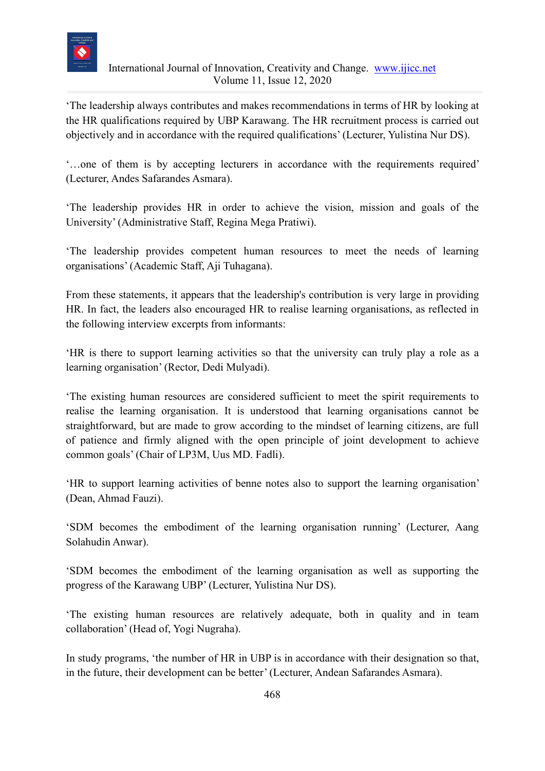'The leadership always contributes and makes recommendations in terms of HR by looking at the HR qualifications required by UBP Karawang. The HR recruitment process is carried out objectively and in accordance with the required qualifications' (Lecturer, Yulistina Nur DS).

'…one of them is by accepting lecturers in accordance with the requirements required' (Lecturer, Andes Safarandes Asmara).

'The leadership provides HR in order to achieve the vision, mission and goals of the University' (Administrative Staff, Regina Mega Pratiwi).

'The leadership provides competent human resources to meet the needs of learning organisations' (Academic Staff, Aji Tuhagana).

From these statements, it appears that the leadership's contribution is very large in providing HR. In fact, the leaders also encouraged HR to realise learning organisations, as reflected in the following interview excerpts from informants:

'HR is there to support learning activities so that the university can truly play a role as a learning organisation' (Rector, Dedi Mulyadi).

'The existing human resources are considered sufficient to meet the spirit requirements to realise the learning organisation. It is understood that learning organisations cannot be straightforward, but are made to grow according to the mindset of learning citizens, are full of patience and firmly aligned with the open principle of joint development to achieve common goals' (Chair of LP3M, Uus MD. Fadli).

'HR to support learning activities of benne notes also to support the learning organisation' (Dean, Ahmad Fauzi).

'SDM becomes the embodiment of the learning organisation running' (Lecturer, Aang Solahudin Anwar).

'SDM becomes the embodiment of the learning organisation as well as supporting the progress of the Karawang UBP' (Lecturer, Yulistina Nur DS).

'The existing human resources are relatively adequate, both in quality and in team collaboration' (Head of, Yogi Nugraha).

In study programs, 'the number of HR in UBP is in accordance with their designation so that, in the future, their development can be better' (Lecturer, Andean Safarandes Asmara).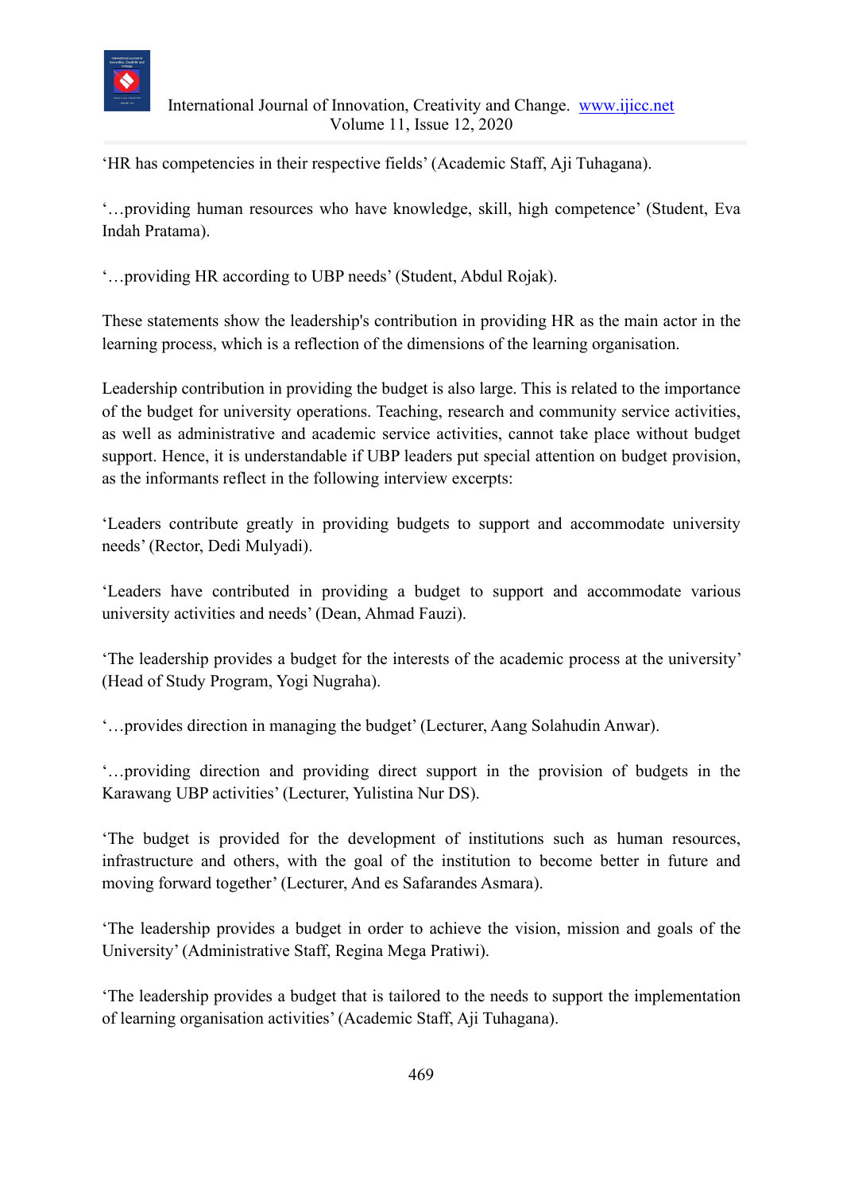'HR has competencies in their respective fields' (Academic Staff, Aji Tuhagana).

'…providing human resources who have knowledge, skill, high competence' (Student, Eva Indah Pratama).

'…providing HR according to UBP needs' (Student, Abdul Rojak).

These statements show the leadership's contribution in providing HR as the main actor in the learning process, which is a reflection of the dimensions of the learning organisation.

Leadership contribution in providing the budget is also large. This is related to the importance of the budget for university operations. Teaching, research and community service activities, as well as administrative and academic service activities, cannot take place without budget support. Hence, it is understandable if UBP leaders put special attention on budget provision, as the informants reflect in the following interview excerpts:

'Leaders contribute greatly in providing budgets to support and accommodate university needs' (Rector, Dedi Mulyadi).

'Leaders have contributed in providing a budget to support and accommodate various university activities and needs' (Dean, Ahmad Fauzi).

'The leadership provides a budget for the interests of the academic process at the university' (Head of Study Program, Yogi Nugraha).

'…provides direction in managing the budget' (Lecturer, Aang Solahudin Anwar).

'…providing direction and providing direct support in the provision of budgets in the Karawang UBP activities' (Lecturer, Yulistina Nur DS).

'The budget is provided for the development of institutions such as human resources, infrastructure and others, with the goal of the institution to become better in future and moving forward together' (Lecturer, And es Safarandes Asmara).

'The leadership provides a budget in order to achieve the vision, mission and goals of the University' (Administrative Staff, Regina Mega Pratiwi).

'The leadership provides a budget that is tailored to the needs to support the implementation of learning organisation activities' (Academic Staff, Aji Tuhagana).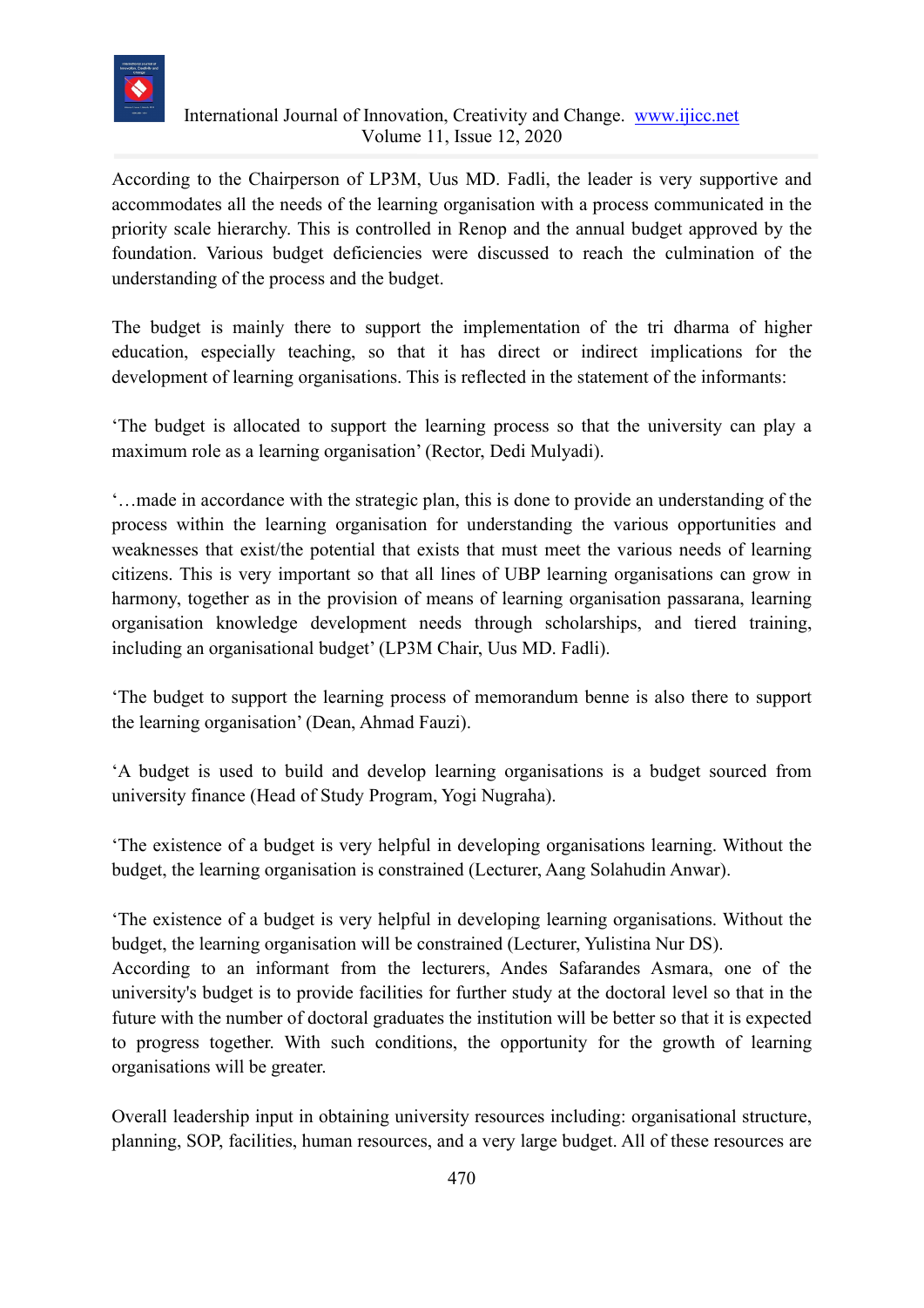According to the Chairperson of LP3M, Uus MD. Fadli, the leader is very supportive and accommodates all the needs of the learning organisation with a process communicated in the priority scale hierarchy. This is controlled in Renop and the annual budget approved by the foundation. Various budget deficiencies were discussed to reach the culmination of the understanding of the process and the budget.

The budget is mainly there to support the implementation of the tri dharma of higher education, especially teaching, so that it has direct or indirect implications for the development of learning organisations. This is reflected in the statement of the informants:

'The budget is allocated to support the learning process so that the university can play a maximum role as a learning organisation' (Rector, Dedi Mulyadi).

'…made in accordance with the strategic plan, this is done to provide an understanding of the process within the learning organisation for understanding the various opportunities and weaknesses that exist/the potential that exists that must meet the various needs of learning citizens. This is very important so that all lines of UBP learning organisations can grow in harmony, together as in the provision of means of learning organisation passarana, learning organisation knowledge development needs through scholarships, and tiered training, including an organisational budget' (LP3M Chair, Uus MD. Fadli).

'The budget to support the learning process of memorandum benne is also there to support the learning organisation' (Dean, Ahmad Fauzi).

'A budget is used to build and develop learning organisations is a budget sourced from university finance (Head of Study Program, Yogi Nugraha).

'The existence of a budget is very helpful in developing organisations learning. Without the budget, the learning organisation is constrained (Lecturer, Aang Solahudin Anwar).

'The existence of a budget is very helpful in developing learning organisations. Without the budget, the learning organisation will be constrained (Lecturer, Yulistina Nur DS).
According to an informant from the lecturers, Andes Safarandes Asmara, one of the university's budget is to provide facilities for further study at the doctoral level so that in the future with the number of doctoral graduates the institution will be better so that it is expected to progress together. With such conditions, the opportunity for the growth of learning organisations will be greater.

Overall leadership input in obtaining university resources including: organisational structure, planning, SOP, facilities, human resources, and a very large budget. All of these resources are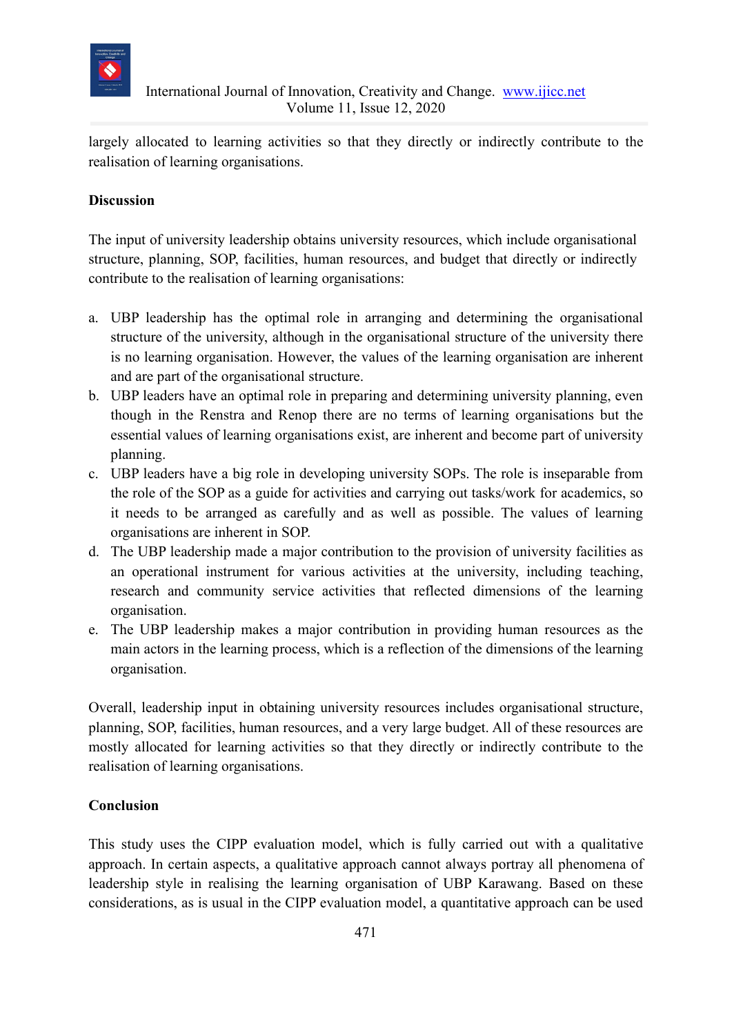largely allocated to learning activities so that they directly or indirectly contribute to the realisation of learning organisations.

**Discussion**

The input of university leadership obtains university resources, which include organisational structure, planning, SOP, facilities, human resources, and budget that directly or indirectly contribute to the realisation of learning organisations:

a. UBP leadership has the optimal role in arranging and determining the organisational structure of the university, although in the organisational structure of the university there is no learning organisation. However, the values of the learning organisation are inherent and are part of the organisational structure.
b. UBP leaders have an optimal role in preparing and determining university planning, even though in the Renstra and Renop there are no terms of learning organisations but the essential values of learning organisations exist, are inherent and become part of university planning.
c. UBP leaders have a big role in developing university SOPs. The role is inseparable from the role of the SOP as a guide for activities and carrying out tasks/work for academics, so it needs to be arranged as carefully and as well as possible. The values of learning organisations are inherent in SOP.
d. The UBP leadership made a major contribution to the provision of university facilities as an operational instrument for various activities at the university, including teaching, research and community service activities that reflected dimensions of the learning organisation.
e. The UBP leadership makes a major contribution in providing human resources as the main actors in the learning process, which is a reflection of the dimensions of the learning organisation.

Overall, leadership input in obtaining university resources includes organisational structure, planning, SOP, facilities, human resources, and a very large budget. All of these resources are mostly allocated for learning activities so that they directly or indirectly contribute to the realisation of learning organisations.

**Conclusion**

This study uses the CIPP evaluation model, which is fully carried out with a qualitative approach. In certain aspects, a qualitative approach cannot always portray all phenomena of leadership style in realising the learning organisation of UBP Karawang. Based on these considerations, as is usual in the CIPP evaluation model, a quantitative approach can be used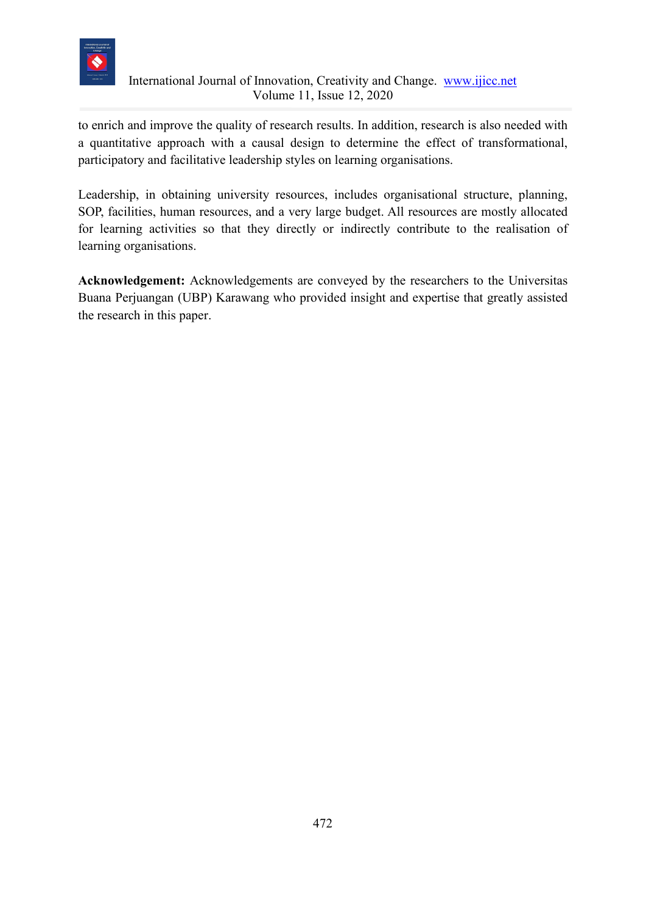to enrich and improve the quality of research results. In addition, research is also needed with a quantitative approach with a causal design to determine the effect of transformational, participatory and facilitative leadership styles on learning organisations.

Leadership, in obtaining university resources, includes organisational structure, planning, SOP, facilities, human resources, and a very large budget. All resources are mostly allocated for learning activities so that they directly or indirectly contribute to the realisation of learning organisations.

**Acknowledgement:** Acknowledgements are conveyed by the researchers to the Universitas Buana Perjuangan (UBP) Karawang who provided insight and expertise that greatly assisted the research in this paper.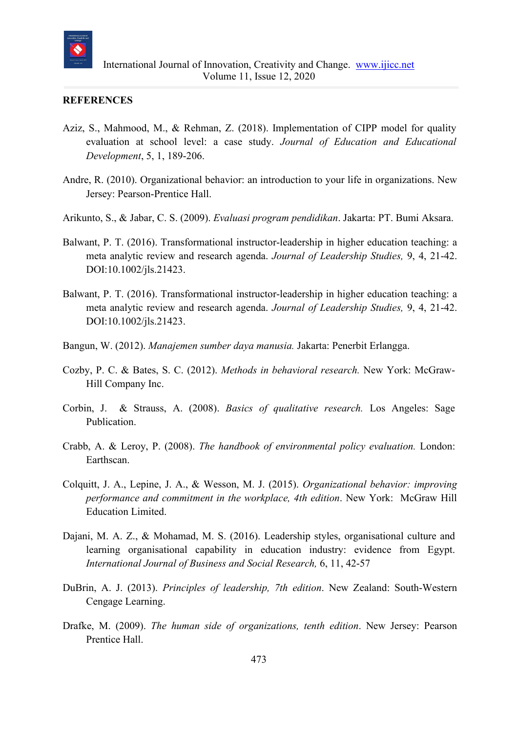**REFERENCES**

Aziz, S., Mahmood, M., & Rehman, Z. (2018). Implementation of CIPP model for quality evaluation at school level: a case study. *Journal of Education and Educational Development*, 5, 1, 189-206.

Andre, R. (2010). Organizational behavior: an introduction to your life in organizations. New Jersey: Pearson-Prentice Hall.

Arikunto, S., & Jabar, C. S. (2009). *Evaluasi program pendidikan*. Jakarta: PT. Bumi Aksara.

Balwant, P. T. (2016). Transformational instructor-leadership in higher education teaching: a meta analytic review and research agenda. *Journal of Leadership Studies,* 9, 4, 21-42. DOI:10.1002/jls.21423.

Balwant, P. T. (2016). Transformational instructor-leadership in higher education teaching: a meta analytic review and research agenda. *Journal of Leadership Studies,* 9, 4, 21-42. DOI:10.1002/jls.21423.

Bangun, W. (2012). *Manajemen sumber daya manusia.* Jakarta: Penerbit Erlangga.

Cozby, P. C. & Bates, S. C. (2012). *Methods in behavioral research.* New York: McGraw-Hill Company Inc.

Corbin, J. & Strauss, A. (2008). *Basics of qualitative research.* Los Angeles: Sage Publication.

Crabb, A. & Leroy, P. (2008). *The handbook of environmental policy evaluation.* London: Earthscan.

Colquitt, J. A., Lepine, J. A., & Wesson, M. J. (2015). *Organizational behavior: improving performance and commitment in the workplace, 4th edition*. New York: McGraw Hill Education Limited.

Dajani, M. A. Z., & Mohamad, M. S. (2016). Leadership styles, organisational culture and learning organisational capability in education industry: evidence from Egypt. *International Journal of Business and Social Research,* 6, 11, 42-57

DuBrin, A. J. (2013). *Principles of leadership, 7th edition*. New Zealand: South-Western Cengage Learning.

Drafke, M. (2009). *The human side of organizations, tenth edition*. New Jersey: Pearson Prentice Hall.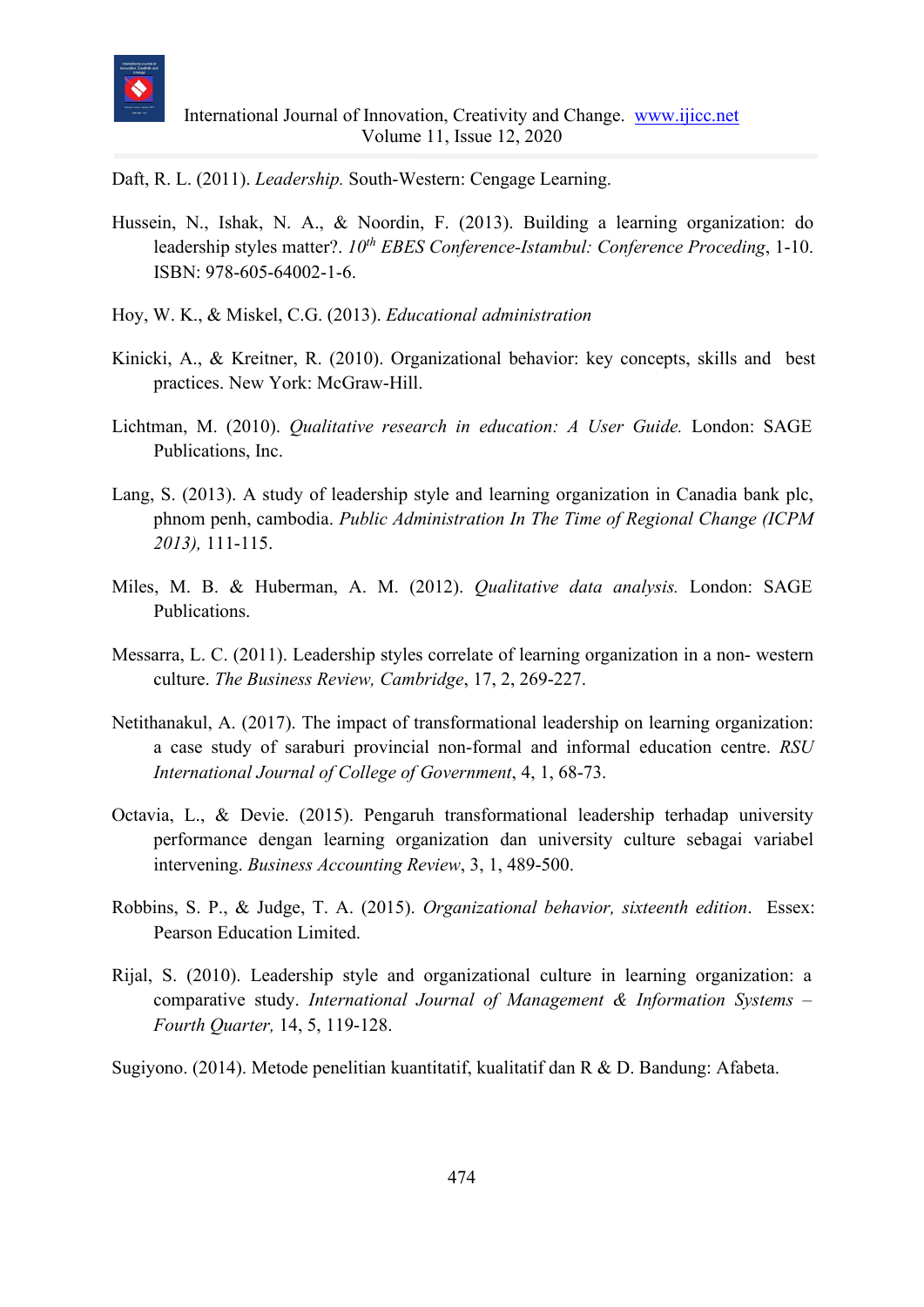Daft, R. L. (2011). *Leadership.* South-Western: Cengage Learning.

Hussein, N., Ishak, N. A., & Noordin, F. (2013). Building a learning organization: do leadership styles matter?. *10th EBES Conference-Istambul: Conference Proceding*, 1-10. ISBN: 978-605-64002-1-6.

Hoy, W. K., & Miskel, C.G. (2013). *Educational administration*

Kinicki, A., & Kreitner, R. (2010). Organizational behavior: key concepts, skills and best practices. New York: McGraw-Hill.

Lichtman, M. (2010). *Qualitative research in education: A User Guide.* London: SAGE Publications, Inc.

Lang, S. (2013). A study of leadership style and learning organization in Canadia bank plc, phnom penh, cambodia. *Public Administration In The Time of Regional Change (ICPM 2013),* 111-115.

Miles, M. B. & Huberman, A. M. (2012). *Qualitative data analysis.* London: SAGE Publications.

Messarra, L. C. (2011). Leadership styles correlate of learning organization in a non- western culture. *The Business Review, Cambridge*, 17, 2, 269-227.

Netithanakul, A. (2017). The impact of transformational leadership on learning organization: a case study of saraburi provincial non-formal and informal education centre. *RSU International Journal of College of Government*, 4, 1, 68-73.

Octavia, L., & Devie. (2015). Pengaruh transformational leadership terhadap university performance dengan learning organization dan university culture sebagai variabel intervening. *Business Accounting Review*, 3, 1, 489-500.

Robbins, S. P., & Judge, T. A. (2015). *Organizational behavior, sixteenth edition*. Essex: Pearson Education Limited.

Rijal, S. (2010). Leadership style and organizational culture in learning organization: a comparative study. *International Journal of Management & Information Systems – Fourth Quarter,* 14, 5, 119-128.

Sugiyono. (2014). Metode penelitian kuantitatif, kualitatif dan R & D. Bandung: Afabeta.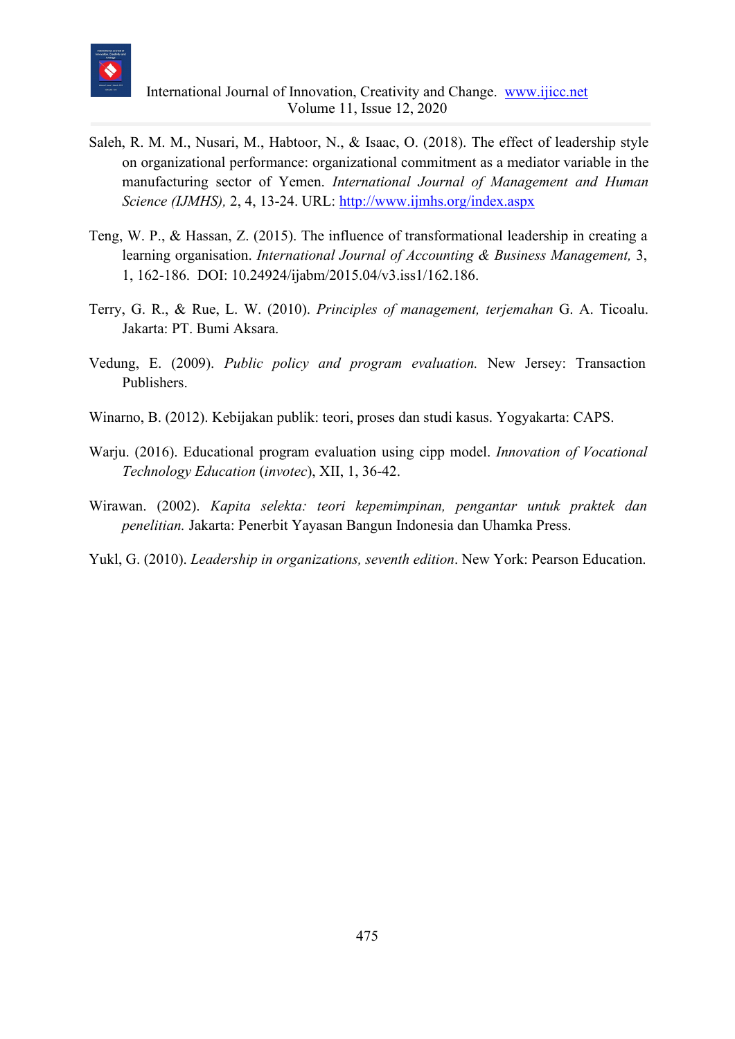Saleh, R. M. M., Nusari, M., Habtoor, N., & Isaac, O. (2018). The effect of leadership style on organizational performance: organizational commitment as a mediator variable in the manufacturing sector of Yemen. *International Journal of Management and Human Science (IJMHS),* 2, 4, 13-24. URL: http://www.ijmhs.org/index.aspx

Teng, W. P., & Hassan, Z. (2015). The influence of transformational leadership in creating a learning organisation. *International Journal of Accounting & Business Management,* 3, 1, 162-186. DOI: 10.24924/ijabm/2015.04/v3.iss1/162.186.

Terry, G. R., & Rue, L. W. (2010). *Principles of management, terjemahan* G. A. Ticoalu. Jakarta: PT. Bumi Aksara.

Vedung, E. (2009). *Public policy and program evaluation.* New Jersey: Transaction Publishers.

Winarno, B. (2012). Kebijakan publik: teori, proses dan studi kasus. Yogyakarta: CAPS.

Warju. (2016). Educational program evaluation using cipp model. *Innovation of Vocational Technology Education* (*invotec*), XII, 1, 36-42.

Wirawan. (2002). *Kapita selekta: teori kepemimpinan, pengantar untuk praktek dan penelitian.* Jakarta: Penerbit Yayasan Bangun Indonesia dan Uhamka Press.

Yukl, G. (2010). *Leadership in organizations, seventh edition*. New York: Pearson Education.